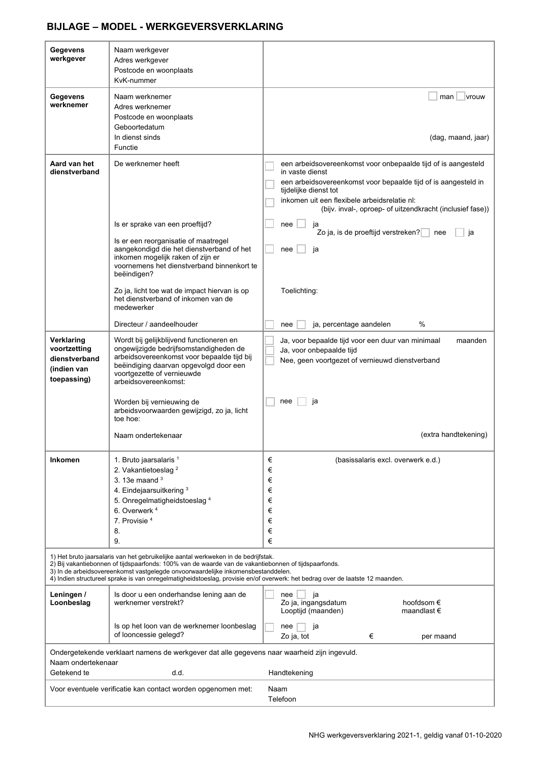## BIJLAGE – MODEL - WERKGEVERSVERKLARING

| | | |
|---|---|---|
| **Gegevens werkgever** | Naam werkgever<br>Adres werkgever<br>Postcode en woonplaats<br>KvK-nummer | |
| **Gegevens werknemer** | Naam werknemer<br>Adres werknemer<br>Postcode en woonplaats<br>Geboortedatum<br>In dienst sinds<br>Functie | ☐ man ☐ vrouw<br><br><br><br>(dag, maand, jaar) |
| **Aard van het dienstverband** | De werknemer heeft | ☐ een arbeidsovereenkomst voor onbepaalde tijd of is aangesteld in vaste dienst<br>☐ een arbeidsovereenkomst voor bepaalde tijd of is aangesteld in tijdelijke dienst tot<br>☐ inkomen uit een flexibele arbeidsrelatie nl: (bijv. inval-, oproep- of uitzendkracht (inclusief fase)) |
| | Is er sprake van een proeftijd? | ☐ nee ☐ ja<br>Zo ja, is de proeftijd verstreken? ☐ nee ☐ ja |
| | Is er een reorganisatie of maatregel aangekondigd die het dienstverband of het inkomen mogelijk raken of zijn er voornemens het dienstverband binnenkort te beëindigen? | ☐ nee ☐ ja |
| | Zo ja, licht toe wat de impact hiervan is op het dienstverband of inkomen van de medewerker | Toelichting: |
| | Directeur / aandeelhouder | ☐ nee ☐ ja, percentage aandelen % |
| **Verklaring voortzetting dienstverband (indien van toepassing)** | Wordt bij gelijkblijvend functioneren en ongewijzigde bedrijfsomstandigheden de arbeidsovereenkomst voor bepaalde tijd bij beëindiging daarvan opgevolgd door een voortgezette of vernieuwde arbeidsovereenkomst: | ☐ Ja, voor bepaalde tijd voor een duur van minimaal maanden<br>☐ Ja, voor onbepaalde tijd<br>☐ Nee, geen voortgezet of vernieuwd dienstverband |
| | Worden bij vernieuwing de arbeidsvoorwaarden gewijzigd, zo ja, licht toe hoe: | ☐ nee ☐ ja |
| | Naam ondertekenaar | (extra handtekening) |
| **Inkomen** | 1. Bruto jaarsalaris [1]<br>2. Vakantietoeslag [2]<br>3. 13e maand [3]<br>4. Eindejaarsuitkering [3]<br>5. Onregelmatigheidstoeslag [4]<br>6. Overwerk [4]<br>7. Provisie [4]<br>8.<br>9. | € (basissalaris excl. overwerk e.d.)<br>€<br>€<br>€<br>€<br>€<br>€<br>€<br>€ |

1) Het bruto jaarsalaris van het gebruikelijke aantal werkweken in de bedrijfstak.
2) Bij vakantiebonnen of tijdspaarfonds: 100% van de waarde van de vakantiebonnen of tijdspaarfonds.
3) In de arbeidsovereenkomst vastgelegde onvoorwaardelijke inkomensbestanddelen.
4) Indien structureel sprake is van onregelmatigheidstoeslag, provisie en/of overwerk: het bedrag over de laatste 12 maanden.

| | | |
|---|---|---|
| **Leningen / Loonbeslag** | Is door u een onderhandse lening aan de werknemer verstrekt? | ☐ nee ☐ ja<br>Zo ja, ingangsdatum hoofdsom €<br>Looptijd (maanden) maandlast € |
| | Is op het loon van de werknemer loonbeslag of looncessie gelegd? | ☐ nee ☐ ja<br>Zo ja, tot € per maand |

Ondergetekende verklaart namens de werkgever dat alle gegevens naar waarheid zijn ingevuld.

Naam ondertekenaar

Getekend te d.d. Handtekening

Voor eventuele verificatie kan contact worden opgenomen met: Naam
Telefoon

NHG werkgeversverklaring 2021-1, geldig vanaf 01-10-2020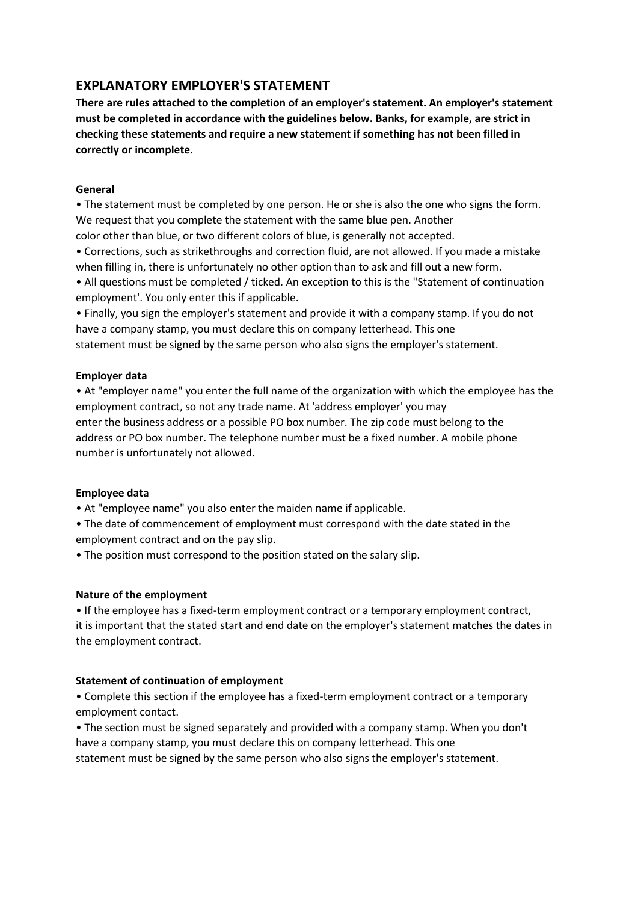## EXPLANATORY EMPLOYER'S STATEMENT

**There are rules attached to the completion of an employer's statement. An employer's statement must be completed in accordance with the guidelines below. Banks, for example, are strict in checking these statements and require a new statement if something has not been filled in correctly or incomplete.**

**General**

- The statement must be completed by one person. He or she is also the one who signs the form. We request that you complete the statement with the same blue pen. Another color other than blue, or two different colors of blue, is generally not accepted.
- Corrections, such as strikethroughs and correction fluid, are not allowed. If you made a mistake when filling in, there is unfortunately no other option than to ask and fill out a new form.
- All questions must be completed / ticked. An exception to this is the "Statement of continuation employment'. You only enter this if applicable.
- Finally, you sign the employer's statement and provide it with a company stamp. If you do not have a company stamp, you must declare this on company letterhead. This one statement must be signed by the same person who also signs the employer's statement.

**Employer data**

- At "employer name" you enter the full name of the organization with which the employee has the employment contract, so not any trade name. At 'address employer' you may enter the business address or a possible PO box number. The zip code must belong to the address or PO box number. The telephone number must be a fixed number. A mobile phone number is unfortunately not allowed.

**Employee data**

- At "employee name" you also enter the maiden name if applicable.
- The date of commencement of employment must correspond with the date stated in the employment contract and on the pay slip.
- The position must correspond to the position stated on the salary slip.

**Nature of the employment**

- If the employee has a fixed-term employment contract or a temporary employment contract, it is important that the stated start and end date on the employer's statement matches the dates in the employment contract.

**Statement of continuation of employment**

- Complete this section if the employee has a fixed-term employment contract or a temporary employment contact.
- The section must be signed separately and provided with a company stamp. When you don't have a company stamp, you must declare this on company letterhead. This one statement must be signed by the same person who also signs the employer's statement.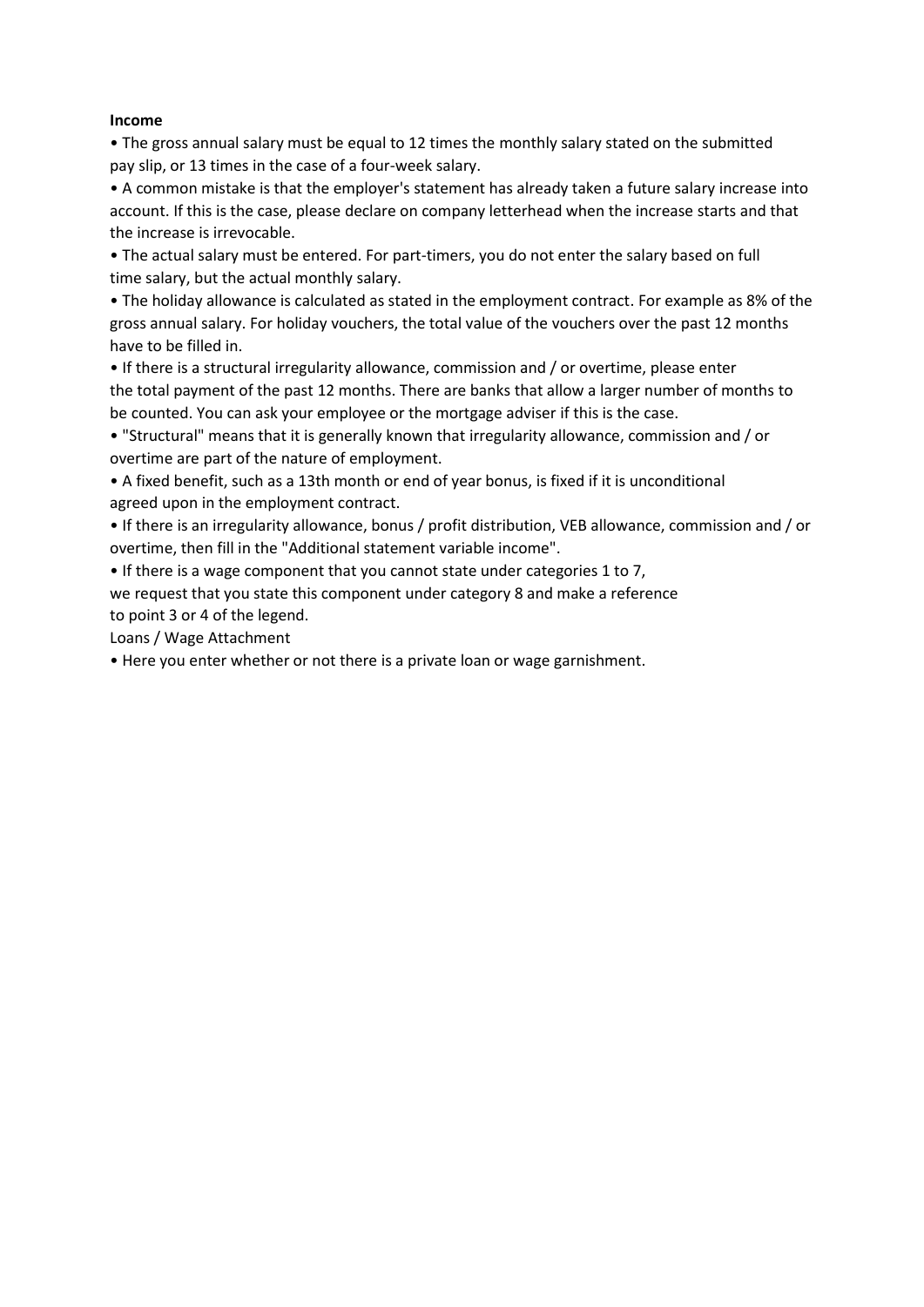**Income**

- The gross annual salary must be equal to 12 times the monthly salary stated on the submitted pay slip, or 13 times in the case of a four-week salary.
- A common mistake is that the employer's statement has already taken a future salary increase into account. If this is the case, please declare on company letterhead when the increase starts and that the increase is irrevocable.
- The actual salary must be entered. For part-timers, you do not enter the salary based on full time salary, but the actual monthly salary.
- The holiday allowance is calculated as stated in the employment contract. For example as 8% of the gross annual salary. For holiday vouchers, the total value of the vouchers over the past 12 months have to be filled in.
- If there is a structural irregularity allowance, commission and / or overtime, please enter the total payment of the past 12 months. There are banks that allow a larger number of months to be counted. You can ask your employee or the mortgage adviser if this is the case.
- "Structural" means that it is generally known that irregularity allowance, commission and / or overtime are part of the nature of employment.
- A fixed benefit, such as a 13th month or end of year bonus, is fixed if it is unconditional agreed upon in the employment contract.
- If there is an irregularity allowance, bonus / profit distribution, VEB allowance, commission and / or overtime, then fill in the "Additional statement variable income".
- If there is a wage component that you cannot state under categories 1 to 7, we request that you state this component under category 8 and make a reference to point 3 or 4 of the legend.

Loans / Wage Attachment

- Here you enter whether or not there is a private loan or wage garnishment.